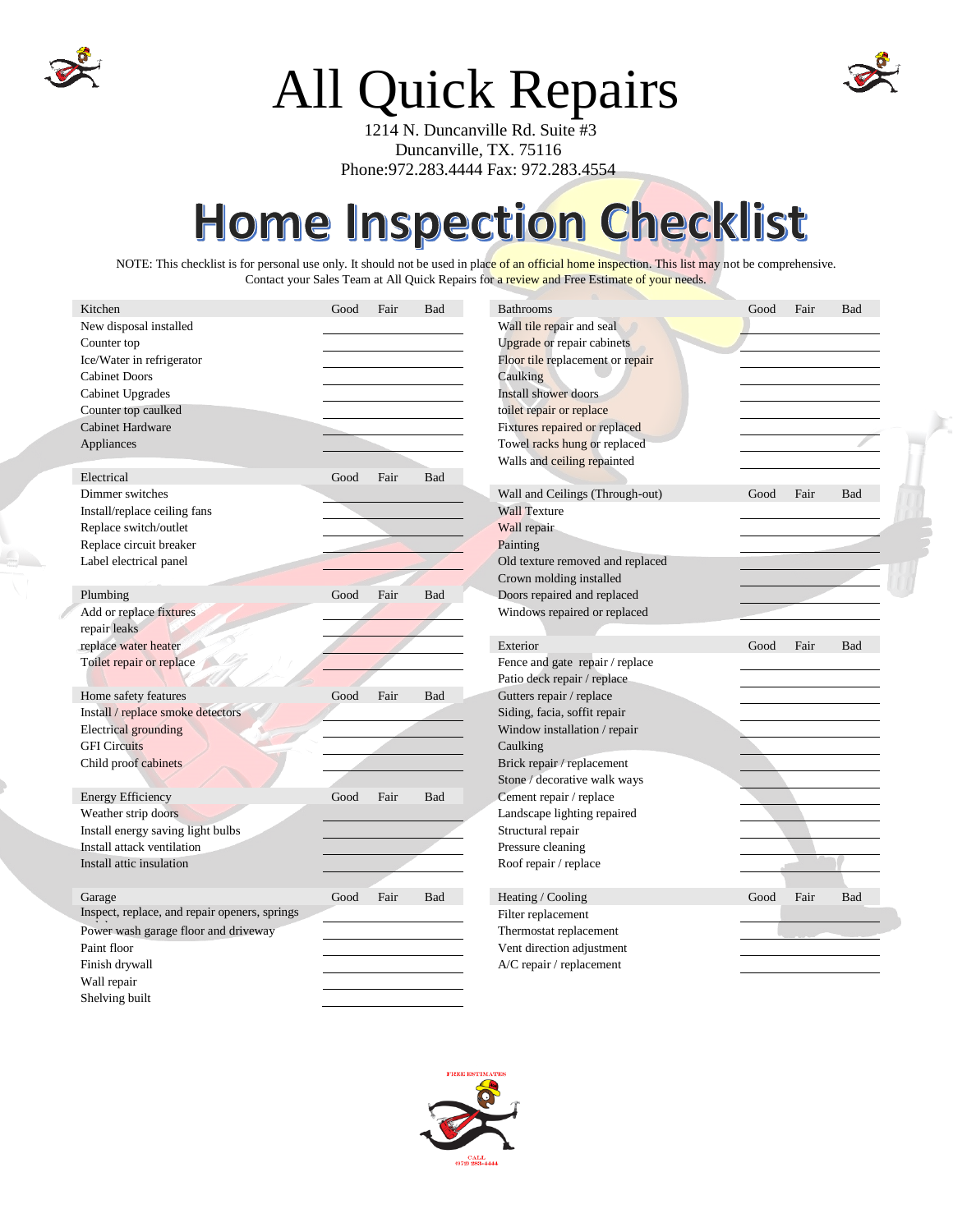# All Quick Repairs

1214 N. Duncanville Rd. Suite #3
Duncanville, TX. 75116
Phone:972.283.4444 Fax: 972.283.4554

# Home Inspection Checklist

NOTE: This checklist is for personal use only. It should not be used in place of an official home inspection. This list may not be comprehensive. Contact your Sales Team at All Quick Repairs for a review and Free Estimate of your needs.

| Kitchen | Good | Fair | Bad |
|---|---|---|---|
| New disposal installed | | | |
| Counter top | | | |
| Ice/Water in refrigerator | | | |
| Cabinet Doors | | | |
| Cabinet Upgrades | | | |
| Counter top caulked | | | |
| Cabinet Hardware | | | |
| Appliances | | | |

| Electrical | Good | Fair | Bad |
|---|---|---|---|
| Dimmer switches | | | |
| Install/replace ceiling fans | | | |
| Replace switch/outlet | | | |
| Replace circuit breaker | | | |
| Label electrical panel | | | |

| Plumbing | Good | Fair | Bad |
|---|---|---|---|
| Add or replace fixtures | | | |
| repair leaks | | | |
| replace water heater | | | |
| Toilet repair or replace | | | |

| Home safety features | Good | Fair | Bad |
|---|---|---|---|
| Install / replace smoke detectors | | | |
| Electrical grounding | | | |
| GFI Circuits | | | |
| Child proof cabinets | | | |

| Energy Efficiency | Good | Fair | Bad |
|---|---|---|---|
| Weather strip doors | | | |
| Install energy saving light bulbs | | | |
| Install attack ventilation | | | |
| Install attic insulation | | | |

| Garage | Good | Fair | Bad |
|---|---|---|---|
| Inspect, replace, and repair openers, springs | | | |
| Power wash garage floor and driveway | | | |
| Paint floor | | | |
| Finish drywall | | | |
| Wall repair | | | |
| Shelving built | | | |

| Bathrooms | Good | Fair | Bad |
|---|---|---|---|
| Wall tile repair and seal | | | |
| Upgrade or repair cabinets | | | |
| Floor tile replacement or repair | | | |
| Caulking | | | |
| Install shower doors | | | |
| toilet repair or replace | | | |
| Fixtures repaired or replaced | | | |
| Towel racks hung or replaced | | | |
| Walls and ceiling repainted | | | |

| Wall and Ceilings (Through-out) | Good | Fair | Bad |
|---|---|---|---|
| Wall Texture | | | |
| Wall repair | | | |
| Painting | | | |
| Old texture removed and replaced | | | |
| Crown molding installed | | | |
| Doors repaired and replaced | | | |
| Windows repaired or replaced | | | |

| Exterior | Good | Fair | Bad |
|---|---|---|---|
| Fence and gate repair / replace | | | |
| Patio deck repair / replace | | | |
| Gutters repair / replace | | | |
| Siding, facia, soffit repair | | | |
| Window installation / repair | | | |
| Caulking | | | |
| Brick repair / replacement | | | |
| Stone / decorative walk ways | | | |
| Cement repair / replace | | | |
| Landscape lighting repaired | | | |
| Structural repair | | | |
| Pressure cleaning | | | |
| Roof repair / replace | | | |

| Heating / Cooling | Good | Fair | Bad |
|---|---|---|---|
| Filter replacement | | | |
| Thermostat replacement | | | |
| Vent direction adjustment | | | |
| A/C repair / replacement | | | |

FREE ESTIMATES

CALL (972) 283-4444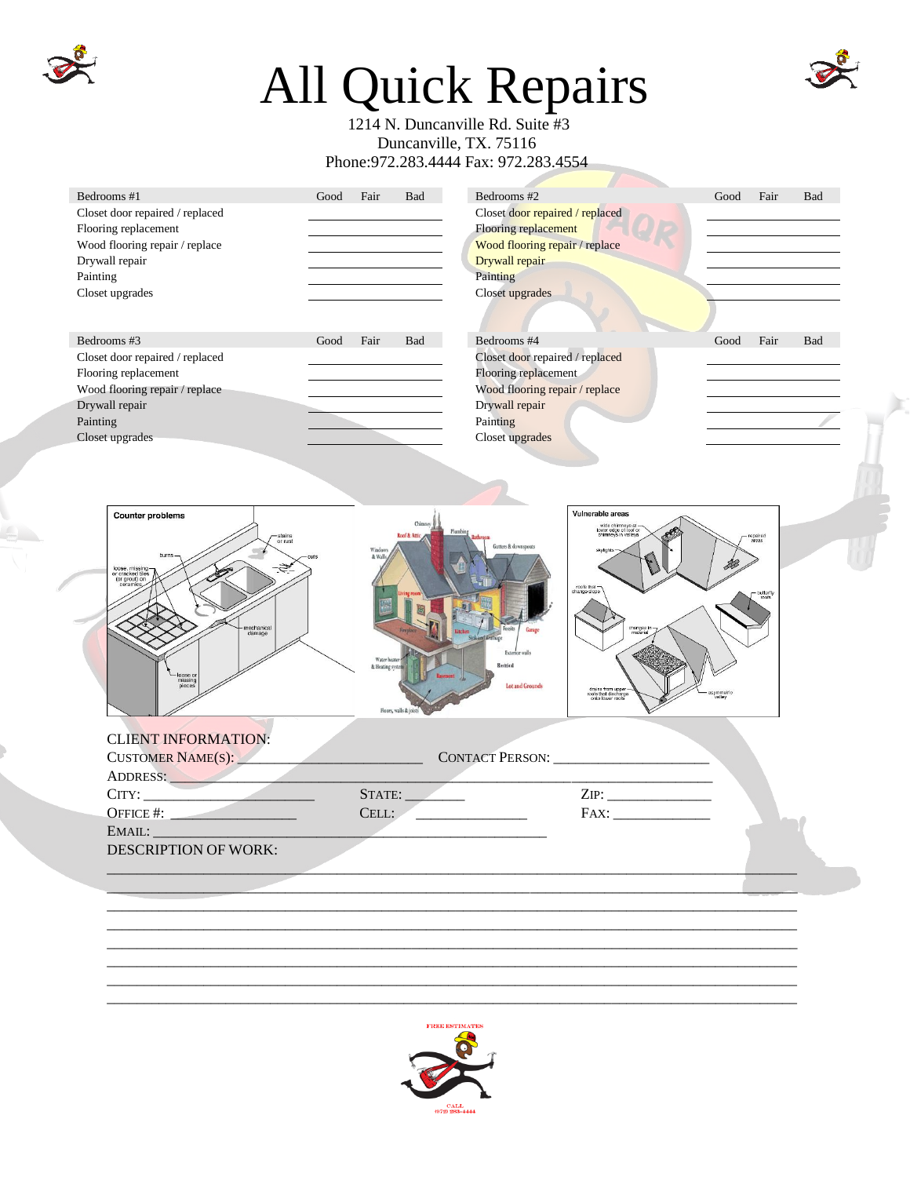# All Quick Repairs

1214 N. Duncanville Rd. Suite #3
Duncanville, TX. 75116
Phone:972.283.4444 Fax: 972.283.4554

| Bedrooms #1 | Good | Fair | Bad |
|---|---|---|---|
| Closet door repaired / replaced | | | |
| Flooring replacement | | | |
| Wood flooring repair / replace | | | |
| Drywall repair | | | |
| Painting | | | |
| Closet upgrades | | | |

| Bedrooms #2 | Good | Fair | Bad |
|---|---|---|---|
| Closet door repaired / replaced | | | |
| Flooring replacement | | | |
| Wood flooring repair / replace | | | |
| Drywall repair | | | |
| Painting | | | |
| Closet upgrades | | | |

| Bedrooms #3 | Good | Fair | Bad |
|---|---|---|---|
| Closet door repaired / replaced | | | |
| Flooring replacement | | | |
| Wood flooring repair / replace | | | |
| Drywall repair | | | |
| Painting | | | |
| Closet upgrades | | | |

| Bedrooms #4 | Good | Fair | Bad |
|---|---|---|---|
| Closet door repaired / replaced | | | |
| Flooring replacement | | | |
| Wood flooring repair / replace | | | |
| Drywall repair | | | |
| Painting | | | |
| Closet upgrades | | | |

Counter problems

Vulnerable areas

CLIENT INFORMATION:

CUSTOMER NAME(S): ________________________ CONTACT PERSON: ____________________

ADDRESS: ____________________________________________________________________

CITY: ______________________ STATE: ________ ZIP: _____________

OFFICE #: ________________ CELL: ______________ FAX: ____________

EMAIL: ______________________________________________________

DESCRIPTION OF WORK:

________________________________________________________________________________

________________________________________________________________________________

________________________________________________________________________________

________________________________________________________________________________

________________________________________________________________________________

________________________________________________________________________________

________________________________________________________________________________

________________________________________________________________________________

FREE ESTIMATES

CALL
(972) 283-4444